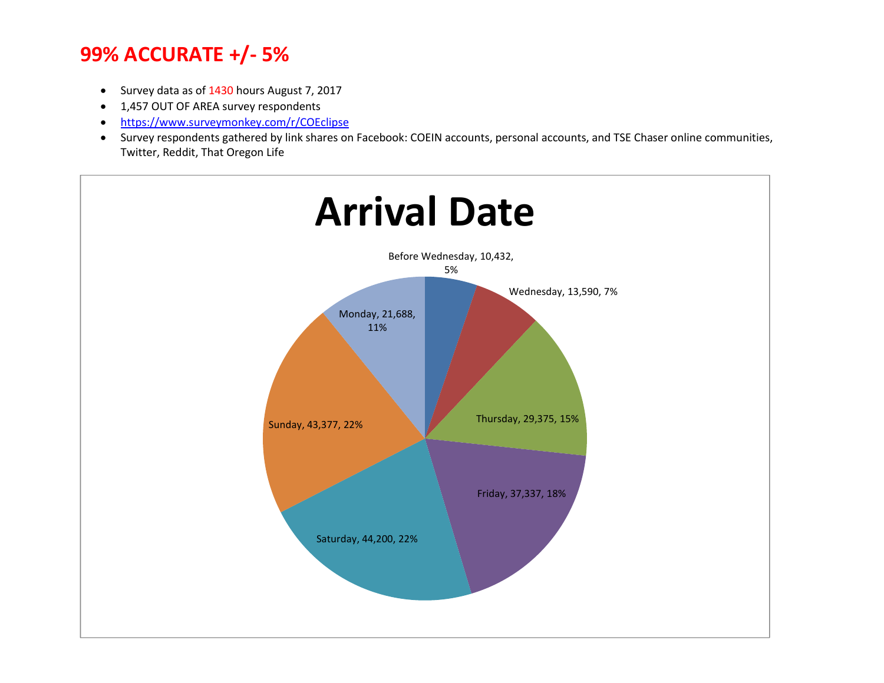# 99% ACCURATE +/- 5%

- Survey data as of 1430 hours August 7, 2017
- 1,457 OUT OF AREA survey respondents
- https://www.surveymonkey.com/r/COEclipse
- Survey respondents gathered by link shares on Facebook: COEIN accounts, personal accounts, and TSE Chaser online communities, Twitter, Reddit, That Oregon Life

## Arrival Date

| Arrival Day | Count | Percent |
|---|---|---|
| Before Wednesday | 10,432 | 5% |
| Wednesday | 13,590 | 7% |
| Thursday | 29,375 | 15% |
| Friday | 37,337 | 18% |
| Saturday | 44,200 | 22% |
| Sunday | 43,377 | 22% |
| Monday | 21,688 | 11% |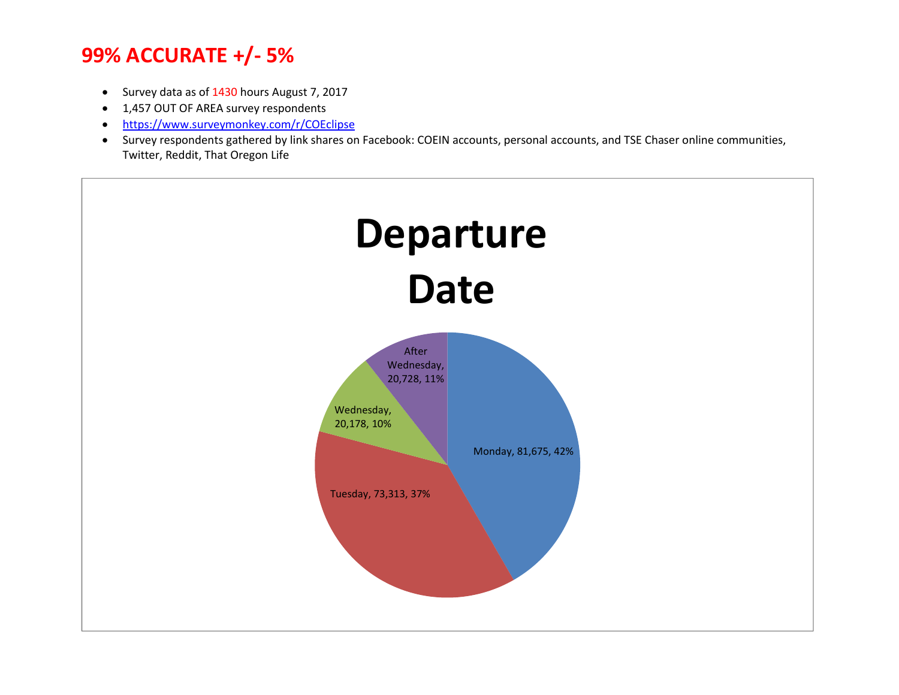# 99% ACCURATE +/- 5%

- Survey data as of 1430 hours August 7, 2017
- 1,457 OUT OF AREA survey respondents
- https://www.surveymonkey.com/r/COEclipse
- Survey respondents gathered by link shares on Facebook: COEIN accounts, personal accounts, and TSE Chaser online communities, Twitter, Reddit, That Oregon Life

## Departure Date

| Departure Date | Count | Percent |
|---|---|---|
| Monday | 81,675 | 42% |
| Tuesday | 73,313 | 37% |
| Wednesday | 20,178 | 10% |
| After Wednesday | 20,728 | 11% |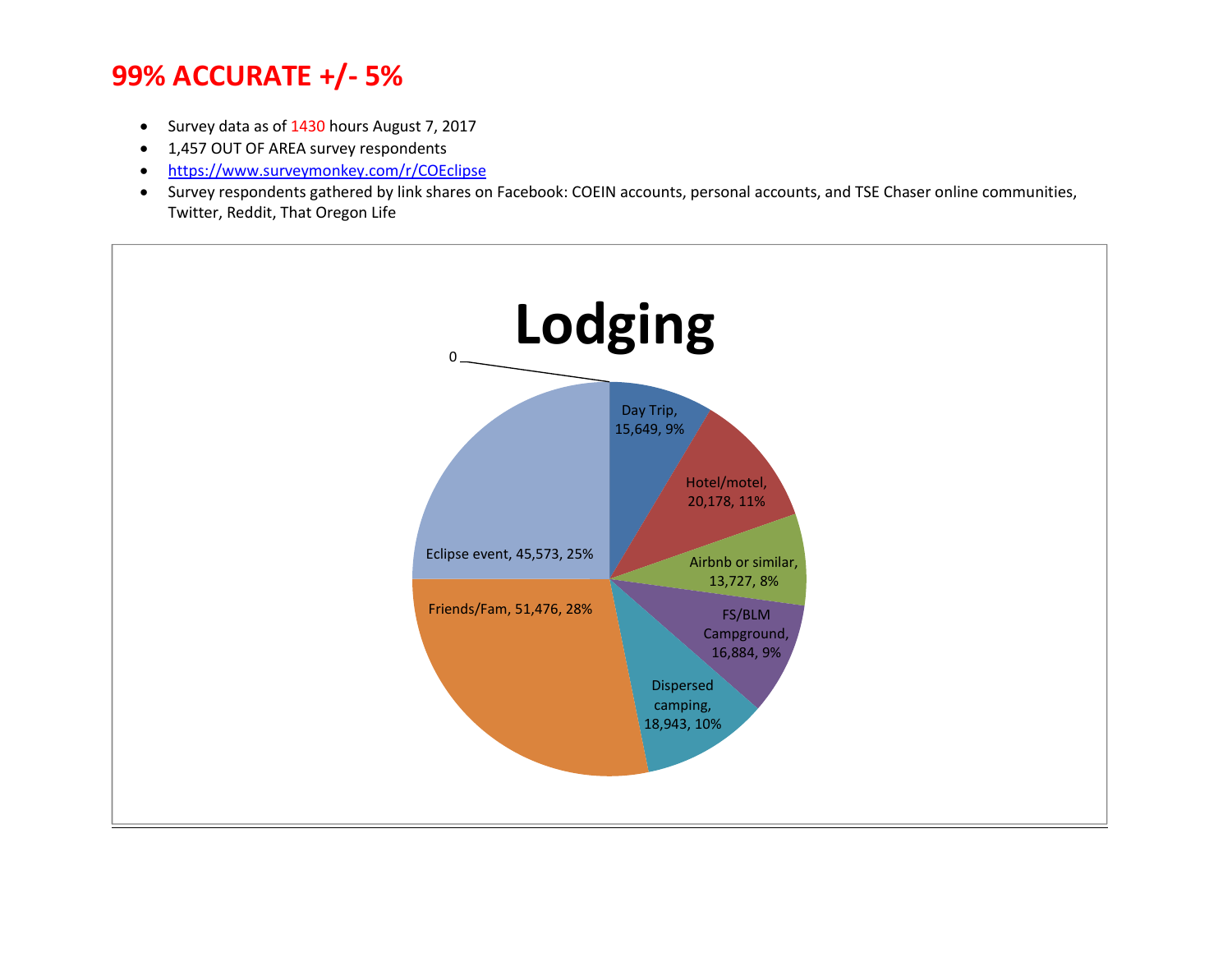# 99% ACCURATE +/- 5%

- Survey data as of 1430 hours August 7, 2017
- 1,457 OUT OF AREA survey respondents
- https://www.surveymonkey.com/r/COEclipse
- Survey respondents gathered by link shares on Facebook: COEIN accounts, personal accounts, and TSE Chaser online communities, Twitter, Reddit, That Oregon Life

## Lodging

| Category | Count | Percent |
|---|---|---|
| Day Trip | 15,649 | 9% |
| Hotel/motel | 20,178 | 11% |
| Airbnb or similar | 13,727 | 8% |
| FS/BLM Campground | 16,884 | 9% |
| Dispersed camping | 18,943 | 10% |
| Friends/Fam | 51,476 | 28% |
| Eclipse event | 45,573 | 25% |
| | 0 | |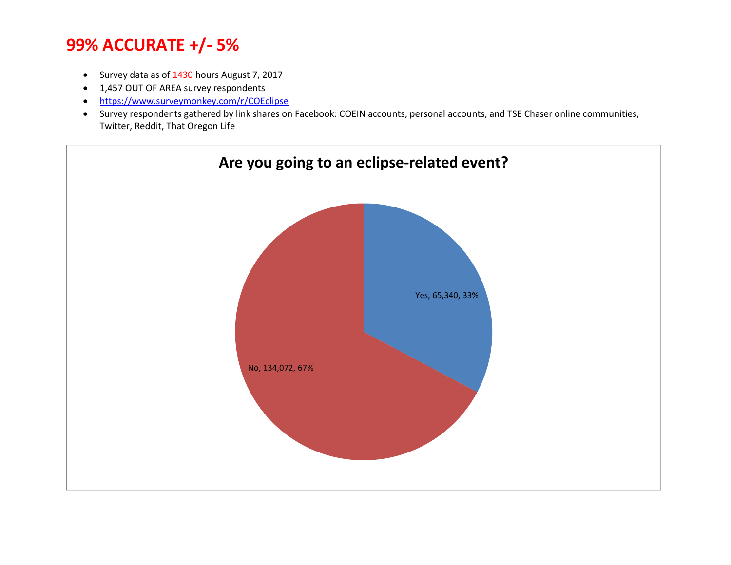# 99% ACCURATE +/- 5%

- Survey data as of 1430 hours August 7, 2017
- 1,457 OUT OF AREA survey respondents
- https://www.surveymonkey.com/r/COEclipse
- Survey respondents gathered by link shares on Facebook: COEIN accounts, personal accounts, and TSE Chaser online communities, Twitter, Reddit, That Oregon Life

**Are you going to an eclipse-related event?**

Yes, 65,340, 33%

No, 134,072, 67%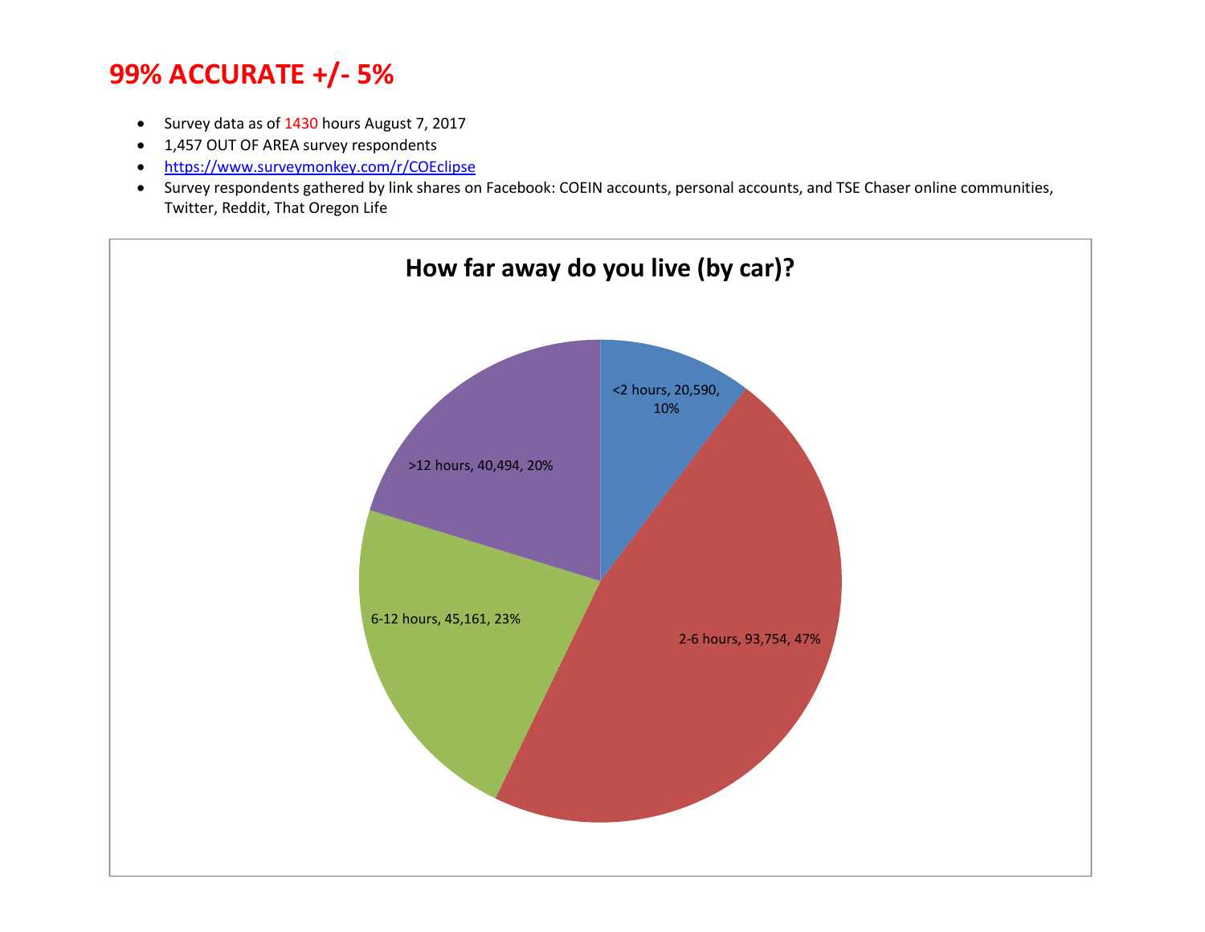# 99% ACCURATE +/- 5%

- Survey data as of 1430 hours August 7, 2017
- 1,457 OUT OF AREA survey respondents
- https://www.surveymonkey.com/r/COEclipse
- Survey respondents gathered by link shares on Facebook: COEIN accounts, personal accounts, and TSE Chaser online communities, Twitter, Reddit, That Oregon Life

**How far away do you live (by car)?**

<2 hours, 20,590, 10%

2-6 hours, 93,754, 47%

6-12 hours, 45,161, 23%

>12 hours, 40,494, 20%